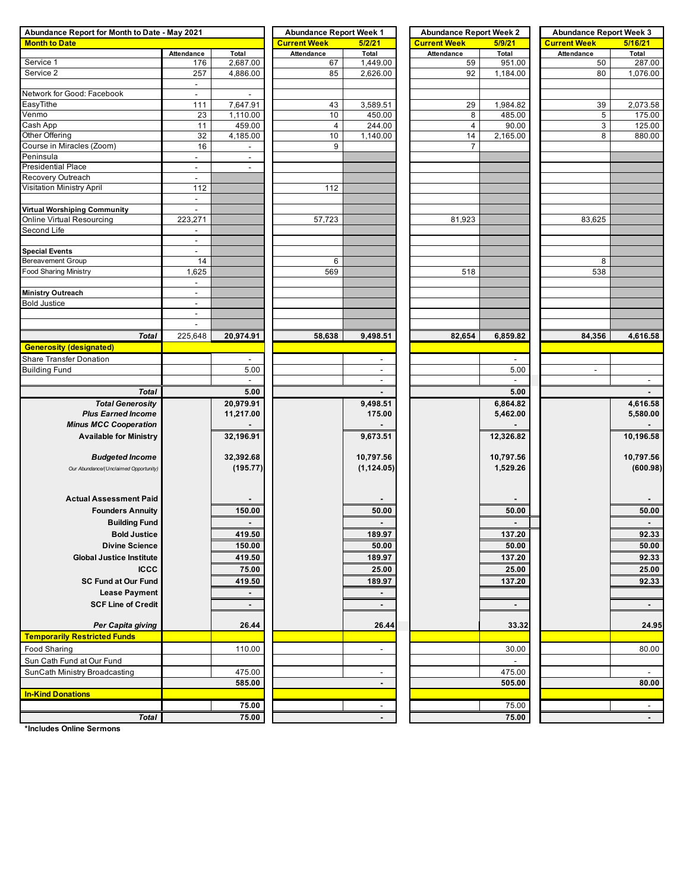| Abundance Report for Month to Date - May 2021 | | | Abundance Report Week 1 | | Abundance Report Week 2 | | Abundance Report Week 3 | |
|---|---|---|---|---|---|---|---|---|
| **Month to Date** | | | **Current Week** | **5/2/21** | **Current Week** | **5/9/21** | **Current Week** | **5/16/21** |
| | Attendance | Total | Attendance | Total | Attendance | Total | Attendance | Total |
| Service 1 | 176 | 2,687.00 | 67 | 1,449.00 | 59 | 951.00 | 50 | 287.00 |
| Service 2 | 257 | 4,886.00 | 85 | 2,626.00 | 92 | 1,184.00 | 80 | 1,076.00 |
| | - | | | | | | | |
| Network for Good: Facebook | - | - | | | | | | |
| EasyTithe | 111 | 7,647.91 | 43 | 3,589.51 | 29 | 1,984.82 | 39 | 2,073.58 |
| Venmo | 23 | 1,110.00 | 10 | 450.00 | 8 | 485.00 | 5 | 175.00 |
| Cash App | 11 | 459.00 | 4 | 244.00 | 4 | 90.00 | 3 | 125.00 |
| Other Offering | 32 | 4,185.00 | 10 | 1,140.00 | 14 | 2,165.00 | 8 | 880.00 |
| Course in Miracles (Zoom) | 16 | - | 9 | | 7 | | | |
| Peninsula | - | - | | | | | | |
| Presidential Place | - | - | | | | | | |
| Recovery Outreach | - | | | | | | | |
| Visitation Ministry April | 112 | | 112 | | | | | |
| | - | | | | | | | |
| **Virtual Worshiping Community** | - | | | | | | | |
| Online Virtual Resourcing | 223,271 | | 57,723 | | 81,923 | | 83,625 | |
| Second Life | - | | | | | | | |
| | - | | | | | | | |
| **Special Events** | - | | | | | | | |
| Bereavement Group | 14 | | 6 | | | | 8 | |
| Food Sharing Ministry | 1,625 | | 569 | | 518 | | 538 | |
| | - | | | | | | | |
| **Ministry Outreach** | - | | | | | | | |
| Bold Justice | - | | | | | | | |
| | - | | | | | | | |
| | - | | | | | | | |
| ***Total*** | 225,648 | **20,974.91** | **58,638** | **9,498.51** | **82,654** | **6,859.82** | **84,356** | **4,616.58** |
| **Generosity (designated)** | | | | | | | | |
| Share Transfer Donation | | - | | - | | - | | |
| Building Fund | | 5.00 | | - | | 5.00 | - | |
| | | - | | - | | - | | - |
| ***Total*** | | **5.00** | | **-** | | **5.00** | | **-** |
| ***Total Generosity*** | | **20,979.91** | | **9,498.51** | | **6,864.82** | | **4,616.58** |
| ***Plus Earned Income*** | | **11,217.00** | | **175.00** | | **5,462.00** | | **5,580.00** |
| ***Minus MCC Cooperation*** | | **-** | | **-** | | **-** | | **-** |
| **Available for Ministry** | | **32,196.91** | | **9,673.51** | | **12,326.82** | | **10,196.58** |
| ***Budgeted Income*** | | **32,392.68** | | **10,797.56** | | **10,797.56** | | **10,797.56** |
| *Our Abundance/(Unclaimed Opportunity)* | | **(195.77)** | | **(1,124.05)** | | **1,529.26** | | **(600.98)** |
| **Actual Assessment Paid** | | **-** | | **-** | | **-** | | **-** |
| **Founders Annuity** | | **150.00** | | **50.00** | | **50.00** | | **50.00** |
| **Building Fund** | | **-** | | **-** | | **-** | | **-** |
| **Bold Justice** | | **419.50** | | **189.97** | | **137.20** | | **92.33** |
| **Divine Science** | | **150.00** | | **50.00** | | **50.00** | | **50.00** |
| **Global Justice Institute** | | **419.50** | | **189.97** | | **137.20** | | **92.33** |
| **ICCC** | | **75.00** | | **25.00** | | **25.00** | | **25.00** |
| **SC Fund at Our Fund** | | **419.50** | | **189.97** | | **137.20** | | **92.33** |
| **Lease Payment** | | **-** | | **-** | | | | |
| **SCF Line of Credit** | | **-** | | **-** | | **-** | | **-** |
| ***Per Capita giving*** | | **26.44** | | **26.44** | | **33.32** | | **24.95** |
| **Temporarily Restricted Funds** | | | | | | | | |
| Food Sharing | | 110.00 | | - | | 30.00 | | 80.00 |
| Sun Cath Fund at Our Fund | | | | | | - | | |
| SunCath Ministry Broadcasting | | 475.00 | | - | | 475.00 | | - |
| | | **585.00** | | **-** | | **505.00** | | **80.00** |
| **In-Kind Donations** | | | | | | | | |
| | | **75.00** | | - | | 75.00 | | - |
| ***Total*** | | **75.00** | | **-** | | **75.00** | | **-** |

**\*Includes Online Sermons**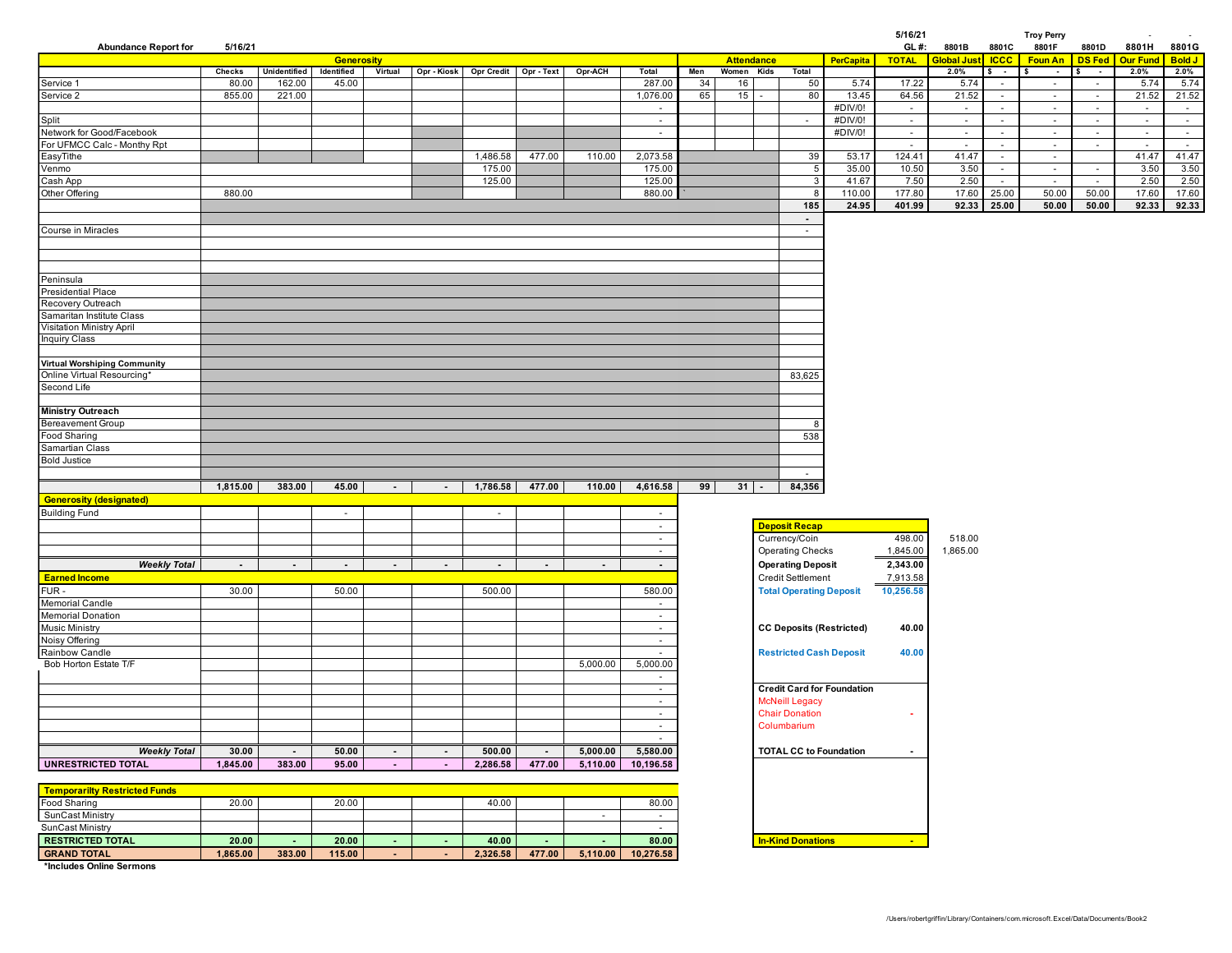**Abundance Report for** 5/16/21

| | Checks | Unidentified | Identified | Virtual | Opr - Kiosk | Opr Credit | Opr - Text | Opr-ACH | Total | Men | Women | Kids | Total | PerCapita | 5/16/21 TOTAL | 8801B Global Just | 8801C ICCC | Troy Perry 8801F Foun An | 8801D DS Fed | 8801H Our Fund | 8801G Bold J |
|---|---|---|---|---|---|---|---|---|---|---|---|---|---|---|---|---|---|---|---|---|---|
| | **Generosity** | | | | | | | | | **Attendance** | | | | | GL #: | 2.0% | $ - | $ - | $ - | 2.0% | 2.0% |
| Service 1 | 80.00 | 162.00 | 45.00 | | | | | | 287.00 | 34 | 16 | | 50 | 5.74 | 17.22 | 5.74 | - | - | - | 5.74 | 5.74 |
| Service 2 | 855.00 | 221.00 | | | | | | | 1,076.00 | 65 | 15 | - | 80 | 13.45 | 64.56 | 21.52 | - | - | - | 21.52 | 21.52 |
| | | | | | | | | | - | | | | | #DIV/0! | - | - | - | - | - | - | - |
| Split | | | | | | | | | - | | | | - | #DIV/0! | - | - | - | - | - | - | - |
| Network for Good/Facebook | | | | | | | | | - | | | | | #DIV/0! | - | - | - | - | - | - | - |
| For UFMCC Calc - Monthy Rpt | | | | | | | | | | | | | | | - | - | - | - | - | - | - |
| EasyTithe | | | | | | 1,486.58 | 477.00 | 110.00 | 2,073.58 | | | | 39 | 53.17 | 124.41 | 41.47 | - | - | | 41.47 | 41.47 |
| Venmo | | | | | | 175.00 | | | 175.00 | | | | 5 | 35.00 | 10.50 | 3.50 | - | - | - | 3.50 | 3.50 |
| Cash App | | | | | | 125.00 | | | 125.00 | | | | 3 | 41.67 | 7.50 | 2.50 | - | - | - | 2.50 | 2.50 |
| Other Offering | 880.00 | | | | | | | | 880.00 | | | | 8 | 110.00 | 177.80 | 17.60 | 25.00 | 50.00 | 50.00 | 17.60 | 17.60 |
| | | | | | | | | | | | | | **185** | **24.95** | **401.99** | **92.33** | **25.00** | **50.00** | **50.00** | **92.33** | **92.33** |
| | | | | | | | | | | | | | - | | | | | | | | |
| Course in Miracles | | | | | | | | | | | | | - | | | | | | | | |
| Peninsula | | | | | | | | | | | | | | | | | | | | | |
| Presidential Place | | | | | | | | | | | | | | | | | | | | | |
| Recovery Outreach | | | | | | | | | | | | | | | | | | | | | |
| Samaritan Institute Class | | | | | | | | | | | | | | | | | | | | | |
| Visitation Ministry April | | | | | | | | | | | | | | | | | | | | | |
| Inquiry Class | | | | | | | | | | | | | | | | | | | | | |
| **Virtual Worshiping Community** | | | | | | | | | | | | | | | | | | | | | |
| Online Virtual Resourcing* | | | | | | | | | | | | | 83,625 | | | | | | | | |
| Second Life | | | | | | | | | | | | | | | | | | | | | |
| **Ministry Outreach** | | | | | | | | | | | | | | | | | | | | | |
| Bereavement Group | | | | | | | | | | | | | 8 | | | | | | | | |
| Food Sharing | | | | | | | | | | | | | 538 | | | | | | | | |
| Samartian Class | | | | | | | | | | | | | | | | | | | | | |
| Bold Justice | | | | | | | | | | | | | | | | | | | | | |
| | | | | | | | | | | | | | - | | | | | | | | |
| | **1,815.00** | **383.00** | **45.00** | **-** | **-** | **1,786.58** | **477.00** | **110.00** | **4,616.58** | **99** | **31** | **-** | **84,356** | | | | | | | | |

| | Checks | Unidentified | Identified | Virtual | Opr - Kiosk | Opr Credit | Opr - Text | Opr-ACH | Total |
|---|---|---|---|---|---|---|---|---|---|
| **Generosity (designated)** | | | | | | | | | |
| Building Fund | | | - | | | - | | | - |
| | | | | | | | | | - |
| | | | | | | | | | - |
| | | | | | | | | | - |
| ***Weekly Total*** | **-** | **-** | **-** | **-** | **-** | **-** | **-** | **-** | **-** |
| **Earned Income** | | | | | | | | | |
| FUR - | 30.00 | | 50.00 | | | 500.00 | | | 580.00 |
| Memorial Candle | | | | | | | | | - |
| Memorial Donation | | | | | | | | | - |
| Music Ministry | | | | | | | | | - |
| Noisy Offering | | | | | | | | | - |
| Rainbow Candle | | | | | | | | | - |
| Bob Horton Estate T/F | | | | | | | | 5,000.00 | 5,000.00 |
| | | | | | | | | | - |
| | | | | | | | | | - |
| | | | | | | | | | - |
| | | | | | | | | | - |
| | | | | | | | | | - |
| ***Weekly Total*** | **30.00** | **-** | **50.00** | **-** | **-** | **500.00** | **-** | **5,000.00** | **5,580.00** |
| **UNRESTRICTED TOTAL** | **1,845.00** | **383.00** | **95.00** | **-** | **-** | **2,286.58** | **477.00** | **5,110.00** | **10,196.58** |
| **Temporarilty Restricted Funds** | | | | | | | | | |
| Food Sharing | 20.00 | | 20.00 | | | 40.00 | | | 80.00 |
| SunCast Ministry | | | | | | | | - | - |
| SunCast Ministry | | | | | | | | | - |
| **RESTRICTED TOTAL** | **20.00** | **-** | **20.00** | **-** | **-** | **40.00** | **-** | **-** | **80.00** |
| **GRAND TOTAL** | **1,865.00** | **383.00** | **115.00** | **-** | **-** | **2,326.58** | **477.00** | **5,110.00** | **10,276.58** |

***Includes Online Sermons**

| **Deposit Recap** | | |
|---|---|---|
| Currency/Coin | 498.00 | 518.00 |
| Operating Checks | 1,845.00 | 1,865.00 |
| **Operating Deposit** | **2,343.00** | |
| Credit Settlement | 7,913.58 | |
| **Total Operating Deposit** | **10,256.58** | |
| **CC Deposits (Restricted)** | **40.00** | |
| **Restricted Cash Deposit** | **40.00** | |
| **Credit Card for Foundation** | | |
| McNeill Legacy | | |
| Chair Donation | - | |
| Columbarium | | |
| **TOTAL CC to Foundation** | **-** | |
| **In-Kind Donations** | **-** | |